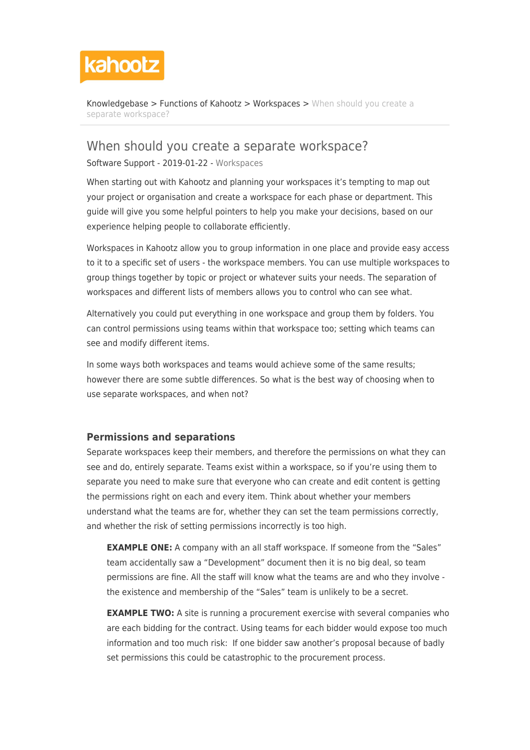Knowledgebase > Functions of Kahootz > Workspaces > When should you create a separate workspace?

# When should you create a separate workspace?

Software Support - 2019-01-22 - Workspaces

When starting out with Kahootz and planning your workspaces it's tempting to map out your project or organisation and create a workspace for each phase or department. This guide will give you some helpful pointers to help you make your decisions, based on our experience helping people to collaborate efficiently.

Workspaces in Kahootz allow you to group information in one place and provide easy access to it to a specific set of users - the workspace members. You can use multiple workspaces to group things together by topic or project or whatever suits your needs. The separation of workspaces and different lists of members allows you to control who can see what.

Alternatively you could put everything in one workspace and group them by folders. You can control permissions using teams within that workspace too; setting which teams can see and modify different items.

In some ways both workspaces and teams would achieve some of the same results; however there are some subtle differences. So what is the best way of choosing when to use separate workspaces, and when not?

### Permissions and separations

Separate workspaces keep their members, and therefore the permissions on what they can see and do, entirely separate. Teams exist within a workspace, so if you're using them to separate you need to make sure that everyone who can create and edit content is getting the permissions right on each and every item. Think about whether your members understand what the teams are for, whether they can set the team permissions correctly, and whether the risk of setting permissions incorrectly is too high.

> **EXAMPLE ONE:** A company with an all staff workspace. If someone from the "Sales" team accidentally saw a "Development" document then it is no big deal, so team permissions are fine. All the staff will know what the teams are and who they involve - the existence and membership of the "Sales" team is unlikely to be a secret.
>
> **EXAMPLE TWO:** A site is running a procurement exercise with several companies who are each bidding for the contract. Using teams for each bidder would expose too much information and too much risk: If one bidder saw another's proposal because of badly set permissions this could be catastrophic to the procurement process.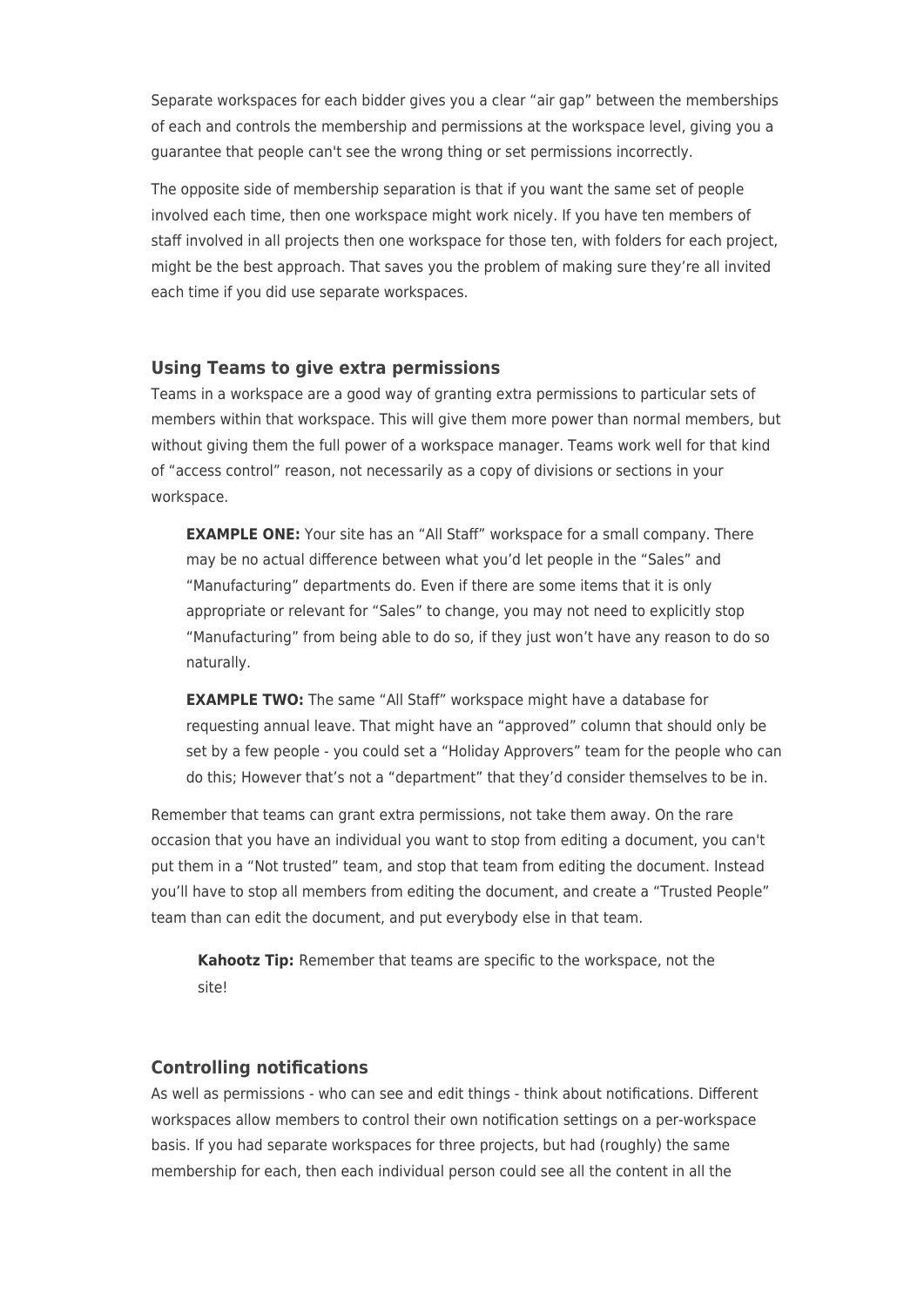Separate workspaces for each bidder gives you a clear "air gap" between the memberships of each and controls the membership and permissions at the workspace level, giving you a guarantee that people can't see the wrong thing or set permissions incorrectly.

The opposite side of membership separation is that if you want the same set of people involved each time, then one workspace might work nicely. If you have ten members of staff involved in all projects then one workspace for those ten, with folders for each project, might be the best approach. That saves you the problem of making sure they're all invited each time if you did use separate workspaces.

### Using Teams to give extra permissions

Teams in a workspace are a good way of granting extra permissions to particular sets of members within that workspace. This will give them more power than normal members, but without giving them the full power of a workspace manager. Teams work well for that kind of "access control" reason, not necessarily as a copy of divisions or sections in your workspace.

> **EXAMPLE ONE:** Your site has an "All Staff" workspace for a small company. There may be no actual difference between what you'd let people in the "Sales" and "Manufacturing" departments do. Even if there are some items that it is only appropriate or relevant for "Sales" to change, you may not need to explicitly stop "Manufacturing" from being able to do so, if they just won't have any reason to do so naturally.

> **EXAMPLE TWO:** The same "All Staff" workspace might have a database for requesting annual leave. That might have an "approved" column that should only be set by a few people - you could set a "Holiday Approvers" team for the people who can do this; However that's not a "department" that they'd consider themselves to be in.

Remember that teams can grant extra permissions, not take them away. On the rare occasion that you have an individual you want to stop from editing a document, you can't put them in a "Not trusted" team, and stop that team from editing the document. Instead you'll have to stop all members from editing the document, and create a "Trusted People" team than can edit the document, and put everybody else in that team.

> **Kahootz Tip:** Remember that teams are specific to the workspace, not the site!

### Controlling notifications

As well as permissions - who can see and edit things - think about notifications. Different workspaces allow members to control their own notification settings on a per-workspace basis. If you had separate workspaces for three projects, but had (roughly) the same membership for each, then each individual person could see all the content in all the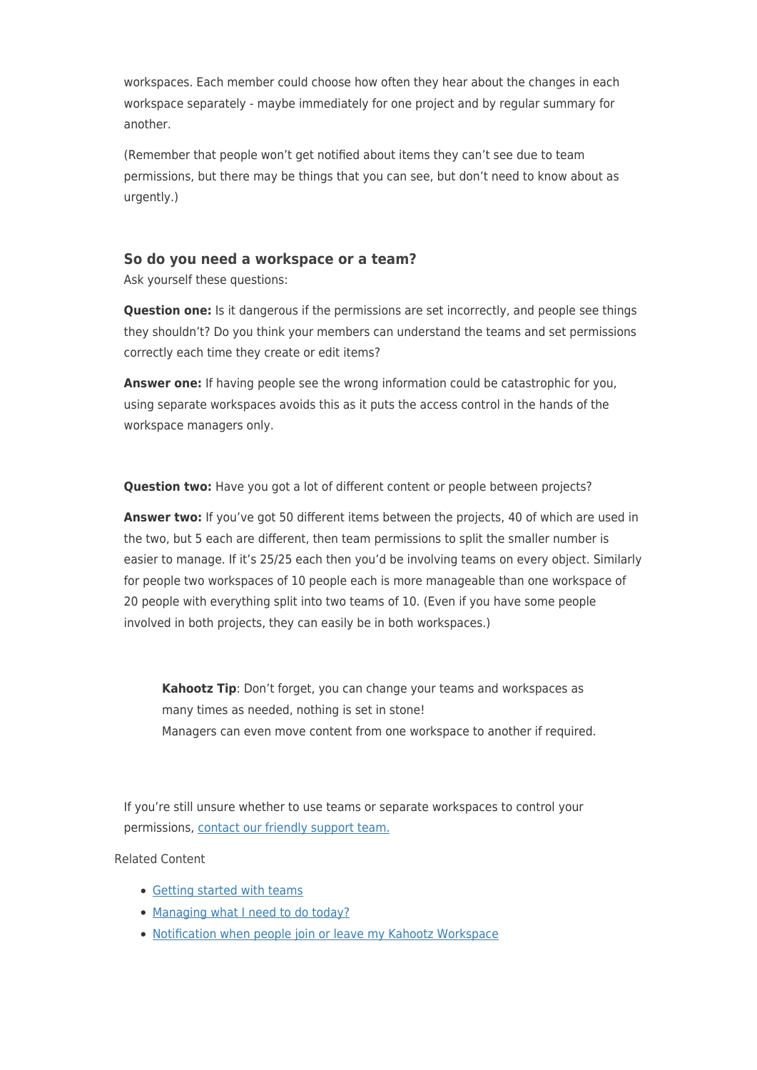workspaces. Each member could choose how often they hear about the changes in each workspace separately - maybe immediately for one project and by regular summary for another.

(Remember that people won't get notified about items they can't see due to team permissions, but there may be things that you can see, but don't need to know about as urgently.)

### So do you need a workspace or a team?

Ask yourself these questions:

**Question one:** Is it dangerous if the permissions are set incorrectly, and people see things they shouldn't? Do you think your members can understand the teams and set permissions correctly each time they create or edit items?

**Answer one:** If having people see the wrong information could be catastrophic for you, using separate workspaces avoids this as it puts the access control in the hands of the workspace managers only.

**Question two:** Have you got a lot of different content or people between projects?

**Answer two:** If you've got 50 different items between the projects, 40 of which are used in the two, but 5 each are different, then team permissions to split the smaller number is easier to manage. If it's 25/25 each then you'd be involving teams on every object. Similarly for people two workspaces of 10 people each is more manageable than one workspace of 20 people with everything split into two teams of 10. (Even if you have some people involved in both projects, they can easily be in both workspaces.)

> **Kahootz Tip**: Don't forget, you can change your teams and workspaces as many times as needed, nothing is set in stone!
> Managers can even move content from one workspace to another if required.

If you're still unsure whether to use teams or separate workspaces to control your permissions, [contact our friendly support team.]()

Related Content

- [Getting started with teams]()
- [Managing what I need to do today?]()
- [Notification when people join or leave my Kahootz Workspace]()